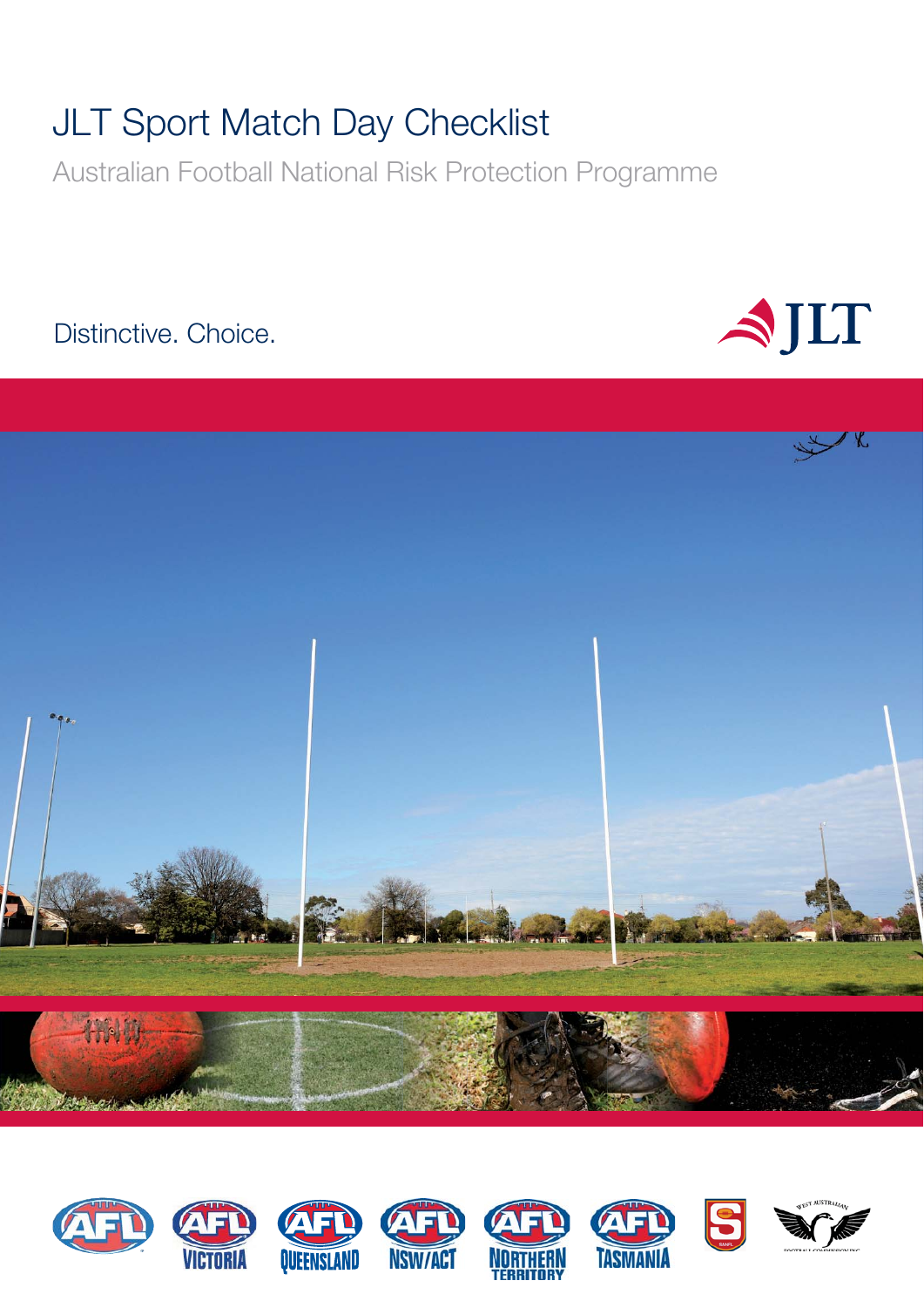# JLT Sport Match Day Checklist

Australian Football National Risk Protection Programme

Distinctive. Choice.

JLT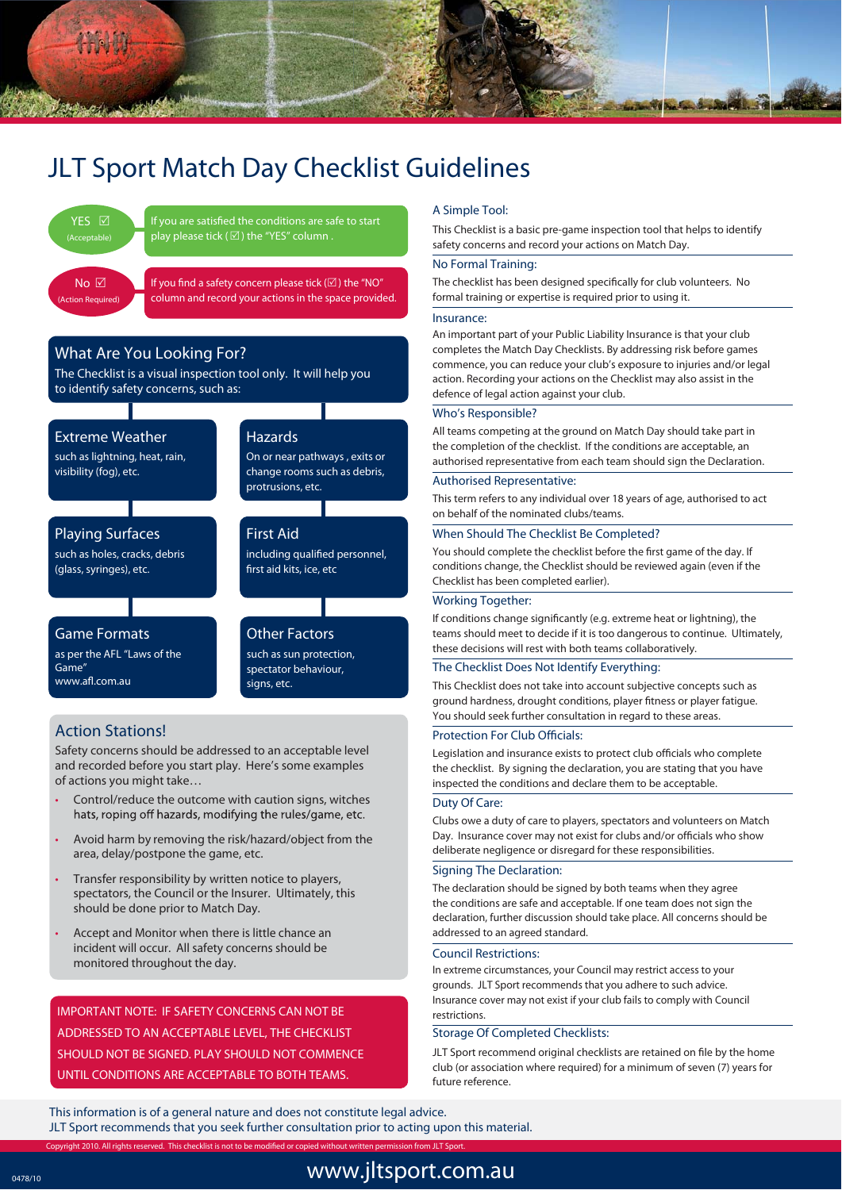# JLT Sport Match Day Checklist Guidelines

**YES ☑** (Acceptable) — If you are satisfied the conditions are safe to start play please tick (☑) the "YES" column .

**No ☑** (Action Required) — If you find a safety concern please tick (☑) the "NO" column and record your actions in the space provided.

## What Are You Looking For?

The Checklist is a visual inspection tool only. It will help you to identify safety concerns, such as:

### Extreme Weather

such as lightning, heat, rain, visibility (fog), etc.

### Hazards

On or near pathways , exits or change rooms such as debris, protrusions, etc.

### Playing Surfaces

such as holes, cracks, debris (glass, syringes), etc.

### First Aid

including qualified personnel, first aid kits, ice, etc

### Game Formats

as per the AFL "Laws of the Game" www.afl.com.au

### Other Factors

such as sun protection, spectator behaviour, signs, etc.

## Action Stations!

Safety concerns should be addressed to an acceptable level and recorded before you start play. Here's some examples of actions you might take…

- Control/reduce the outcome with caution signs, witches hats, roping off hazards, modifying the rules/game, etc.
- Avoid harm by removing the risk/hazard/object from the area, delay/postpone the game, etc.
- Transfer responsibility by written notice to players, spectators, the Council or the Insurer. Ultimately, this should be done prior to Match Day.
- Accept and Monitor when there is little chance an incident will occur. All safety concerns should be monitored throughout the day.

**IMPORTANT NOTE: IF SAFETY CONCERNS CAN NOT BE ADDRESSED TO AN ACCEPTABLE LEVEL, THE CHECKLIST SHOULD NOT BE SIGNED. PLAY SHOULD NOT COMMENCE UNTIL CONDITIONS ARE ACCEPTABLE TO BOTH TEAMS.**

### A Simple Tool:

This Checklist is a basic pre-game inspection tool that helps to identify safety concerns and record your actions on Match Day.

### No Formal Training:

The checklist has been designed specifically for club volunteers. No formal training or expertise is required prior to using it.

### Insurance:

An important part of your Public Liability Insurance is that your club completes the Match Day Checklists. By addressing risk before games commence, you can reduce your club's exposure to injuries and/or legal action. Recording your actions on the Checklist may also assist in the defence of legal action against your club.

### Who's Responsible?

All teams competing at the ground on Match Day should take part in the completion of the checklist. If the conditions are acceptable, an authorised representative from each team should sign the Declaration.

### Authorised Representative:

This term refers to any individual over 18 years of age, authorised to act on behalf of the nominated clubs/teams.

### When Should The Checklist Be Completed?

You should complete the checklist before the first game of the day. If conditions change, the Checklist should be reviewed again (even if the Checklist has been completed earlier).

### Working Together:

If conditions change significantly (e.g. extreme heat or lightning), the teams should meet to decide if it is too dangerous to continue. Ultimately, these decisions will rest with both teams collaboratively.

### The Checklist Does Not Identify Everything:

This Checklist does not take into account subjective concepts such as ground hardness, drought conditions, player fitness or player fatigue. You should seek further consultation in regard to these areas.

### Protection For Club Officials:

Legislation and insurance exists to protect club officials who complete the checklist. By signing the declaration, you are stating that you have inspected the conditions and declare them to be acceptable.

### Duty Of Care:

Clubs owe a duty of care to players, spectators and volunteers on Match Day. Insurance cover may not exist for clubs and/or officials who show deliberate negligence or disregard for these responsibilities.

### Signing The Declaration:

The declaration should be signed by both teams when they agree the conditions are safe and acceptable. If one team does not sign the declaration, further discussion should take place. All concerns should be addressed to an agreed standard.

### Council Restrictions:

In extreme circumstances, your Council may restrict access to your grounds. JLT Sport recommends that you adhere to such advice. Insurance cover may not exist if your club fails to comply with Council restrictions.

### Storage Of Completed Checklists:

JLT Sport recommend original checklists are retained on file by the home club (or association where required) for a minimum of seven (7) years for future reference.

This information is of a general nature and does not constitute legal advice.
JLT Sport recommends that you seek further consultation prior to acting upon this material.

Copyright 2010. All rights reserved. This checklist is not to be modified or copied without written permission from JLT Sport.

0478/10

www.jltsport.com.au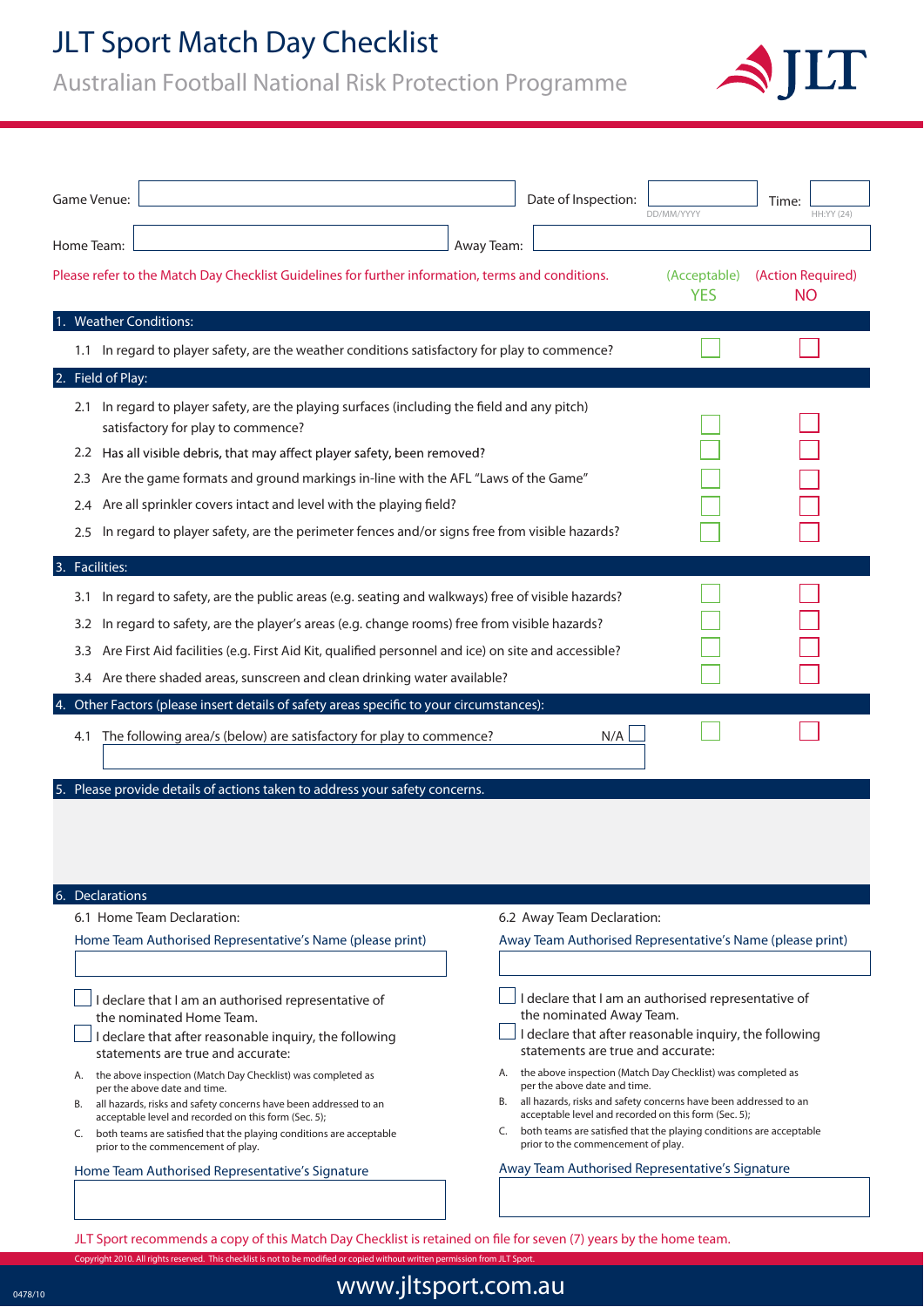# JLT Sport Match Day Checklist

## Australian Football National Risk Protection Programme

Game Venue: ______ Date of Inspection: ______ (DD/MM/YYYY) Time: ______ (HH:YY (24))

Home Team: ______ Away Team: ______

Please refer to the Match Day Checklist Guidelines for further information, terms and conditions.

| | (Acceptable) YES | (Action Required) NO |
|---|---|---|
| **1. Weather Conditions:** | | |
| 1.1 In regard to player safety, are the weather conditions satisfactory for play to commence? | ☐ | ☐ |
| **2. Field of Play:** | | |
| 2.1 In regard to player safety, are the playing surfaces (including the field and any pitch) satisfactory for play to commence? | ☐ | ☐ |
| 2.2 Has all visible debris, that may affect player safety, been removed? | ☐ | ☐ |
| 2.3 Are the game formats and ground markings in-line with the AFL "Laws of the Game" | ☐ | ☐ |
| 2.4 Are all sprinkler covers intact and level with the playing field? | ☐ | ☐ |
| 2.5 In regard to player safety, are the perimeter fences and/or signs free from visible hazards? | ☐ | ☐ |
| **3. Facilities:** | | |
| 3.1 In regard to safety, are the public areas (e.g. seating and walkways) free of visible hazards? | ☐ | ☐ |
| 3.2 In regard to safety, are the player's areas (e.g. change rooms) free from visible hazards? | ☐ | ☐ |
| 3.3 Are First Aid facilities (e.g. First Aid Kit, qualified personnel and ice) on site and accessible? | ☐ | ☐ |
| 3.4 Are there shaded areas, sunscreen and clean drinking water available? | ☐ | ☐ |
| **4. Other Factors (please insert details of safety areas specific to your circumstances):** | | |
| 4.1 The following area/s (below) are satisfactory for play to commence? N/A ☐ | ☐ | ☐ |

### 5. Please provide details of actions taken to address your safety concerns.

### 6. Declarations

**6.1 Home Team Declaration:**

Home Team Authorised Representative's Name (please print)

☐ I declare that I am an authorised representative of the nominated Home Team.

☐ I declare that after reasonable inquiry, the following statements are true and accurate:

A. the above inspection (Match Day Checklist) was completed as per the above date and time.
B. all hazards, risks and safety concerns have been addressed to an acceptable level and recorded on this form (Sec. 5);
C. both teams are satisfied that the playing conditions are acceptable prior to the commencement of play.

Home Team Authorised Representative's Signature

**6.2 Away Team Declaration:**

Away Team Authorised Representative's Name (please print)

☐ I declare that I am an authorised representative of the nominated Away Team.

☐ I declare that after reasonable inquiry, the following statements are true and accurate:

A. the above inspection (Match Day Checklist) was completed as per the above date and time.
B. all hazards, risks and safety concerns have been addressed to an acceptable level and recorded on this form (Sec. 5);
C. both teams are satisfied that the playing conditions are acceptable prior to the commencement of play.

Away Team Authorised Representative's Signature

JLT Sport recommends a copy of this Match Day Checklist is retained on file for seven (7) years by the home team.

Copyright 2010. All rights reserved. This checklist is not to be modified or copied without written permission from JLT Sport.

0478/10

www.jltsport.com.au